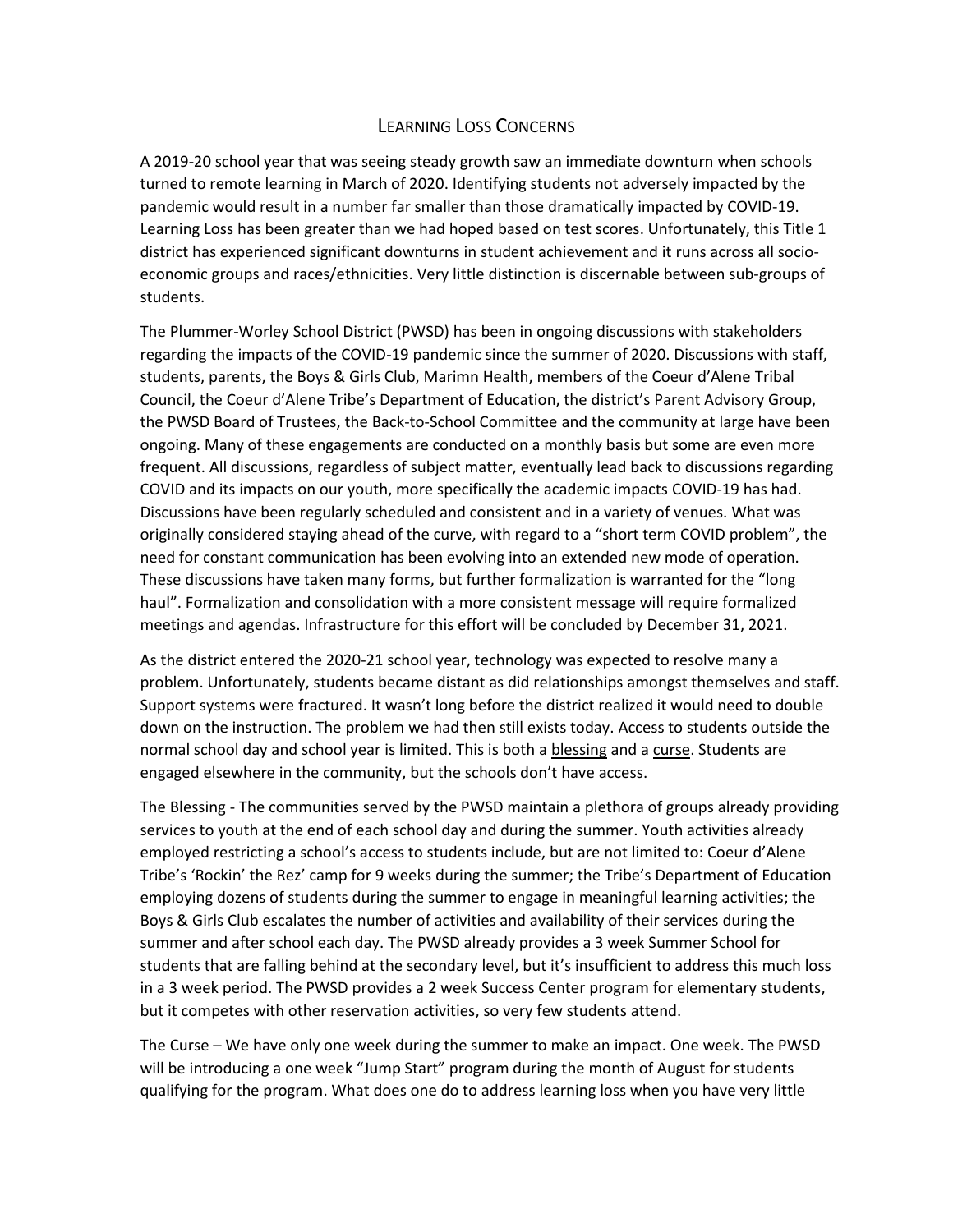# Learning Loss Concerns

A 2019-20 school year that was seeing steady growth saw an immediate downturn when schools turned to remote learning in March of 2020. Identifying students not adversely impacted by the pandemic would result in a number far smaller than those dramatically impacted by COVID-19. Learning Loss has been greater than we had hoped based on test scores. Unfortunately, this Title 1 district has experienced significant downturns in student achievement and it runs across all socio-economic groups and races/ethnicities. Very little distinction is discernable between sub-groups of students.

The Plummer-Worley School District (PWSD) has been in ongoing discussions with stakeholders regarding the impacts of the COVID-19 pandemic since the summer of 2020. Discussions with staff, students, parents, the Boys & Girls Club, Marimn Health, members of the Coeur d'Alene Tribal Council, the Coeur d'Alene Tribe's Department of Education, the district's Parent Advisory Group, the PWSD Board of Trustees, the Back-to-School Committee and the community at large have been ongoing. Many of these engagements are conducted on a monthly basis but some are even more frequent. All discussions, regardless of subject matter, eventually lead back to discussions regarding COVID and its impacts on our youth, more specifically the academic impacts COVID-19 has had. Discussions have been regularly scheduled and consistent and in a variety of venues. What was originally considered staying ahead of the curve, with regard to a "short term COVID problem", the need for constant communication has been evolving into an extended new mode of operation. These discussions have taken many forms, but further formalization is warranted for the "long haul". Formalization and consolidation with a more consistent message will require formalized meetings and agendas. Infrastructure for this effort will be concluded by December 31, 2021.

As the district entered the 2020-21 school year, technology was expected to resolve many a problem. Unfortunately, students became distant as did relationships amongst themselves and staff. Support systems were fractured. It wasn't long before the district realized it would need to double down on the instruction. The problem we had then still exists today. Access to students outside the normal school day and school year is limited. This is both a <u>blessing</u> and a <u>curse</u>. Students are engaged elsewhere in the community, but the schools don't have access.

The Blessing - The communities served by the PWSD maintain a plethora of groups already providing services to youth at the end of each school day and during the summer. Youth activities already employed restricting a school's access to students include, but are not limited to: Coeur d'Alene Tribe's 'Rockin' the Rez' camp for 9 weeks during the summer; the Tribe's Department of Education employing dozens of students during the summer to engage in meaningful learning activities; the Boys & Girls Club escalates the number of activities and availability of their services during the summer and after school each day. The PWSD already provides a 3 week Summer School for students that are falling behind at the secondary level, but it's insufficient to address this much loss in a 3 week period. The PWSD provides a 2 week Success Center program for elementary students, but it competes with other reservation activities, so very few students attend.

The Curse – We have only one week during the summer to make an impact. One week. The PWSD will be introducing a one week "Jump Start" program during the month of August for students qualifying for the program. What does one do to address learning loss when you have very little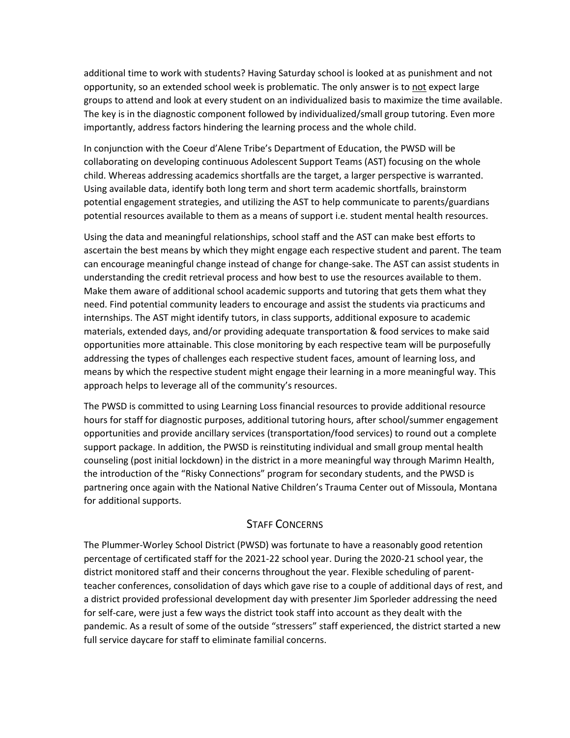additional time to work with students? Having Saturday school is looked at as punishment and not opportunity, so an extended school week is problematic. The only answer is to <u>not</u> expect large groups to attend and look at every student on an individualized basis to maximize the time available. The key is in the diagnostic component followed by individualized/small group tutoring. Even more importantly, address factors hindering the learning process and the whole child.

In conjunction with the Coeur d'Alene Tribe's Department of Education, the PWSD will be collaborating on developing continuous Adolescent Support Teams (AST) focusing on the whole child. Whereas addressing academics shortfalls are the target, a larger perspective is warranted. Using available data, identify both long term and short term academic shortfalls, brainstorm potential engagement strategies, and utilizing the AST to help communicate to parents/guardians potential resources available to them as a means of support i.e. student mental health resources.

Using the data and meaningful relationships, school staff and the AST can make best efforts to ascertain the best means by which they might engage each respective student and parent. The team can encourage meaningful change instead of change for change-sake. The AST can assist students in understanding the credit retrieval process and how best to use the resources available to them. Make them aware of additional school academic supports and tutoring that gets them what they need. Find potential community leaders to encourage and assist the students via practicums and internships. The AST might identify tutors, in class supports, additional exposure to academic materials, extended days, and/or providing adequate transportation & food services to make said opportunities more attainable. This close monitoring by each respective team will be purposefully addressing the types of challenges each respective student faces, amount of learning loss, and means by which the respective student might engage their learning in a more meaningful way. This approach helps to leverage all of the community's resources.

The PWSD is committed to using Learning Loss financial resources to provide additional resource hours for staff for diagnostic purposes, additional tutoring hours, after school/summer engagement opportunities and provide ancillary services (transportation/food services) to round out a complete support package. In addition, the PWSD is reinstituting individual and small group mental health counseling (post initial lockdown) in the district in a more meaningful way through Marimn Health, the introduction of the "Risky Connections" program for secondary students, and the PWSD is partnering once again with the National Native Children's Trauma Center out of Missoula, Montana for additional supports.

## Staff Concerns

The Plummer-Worley School District (PWSD) was fortunate to have a reasonably good retention percentage of certificated staff for the 2021-22 school year. During the 2020-21 school year, the district monitored staff and their concerns throughout the year. Flexible scheduling of parent-teacher conferences, consolidation of days which gave rise to a couple of additional days of rest, and a district provided professional development day with presenter Jim Sporleder addressing the need for self-care, were just a few ways the district took staff into account as they dealt with the pandemic. As a result of some of the outside "stressers" staff experienced, the district started a new full service daycare for staff to eliminate familial concerns.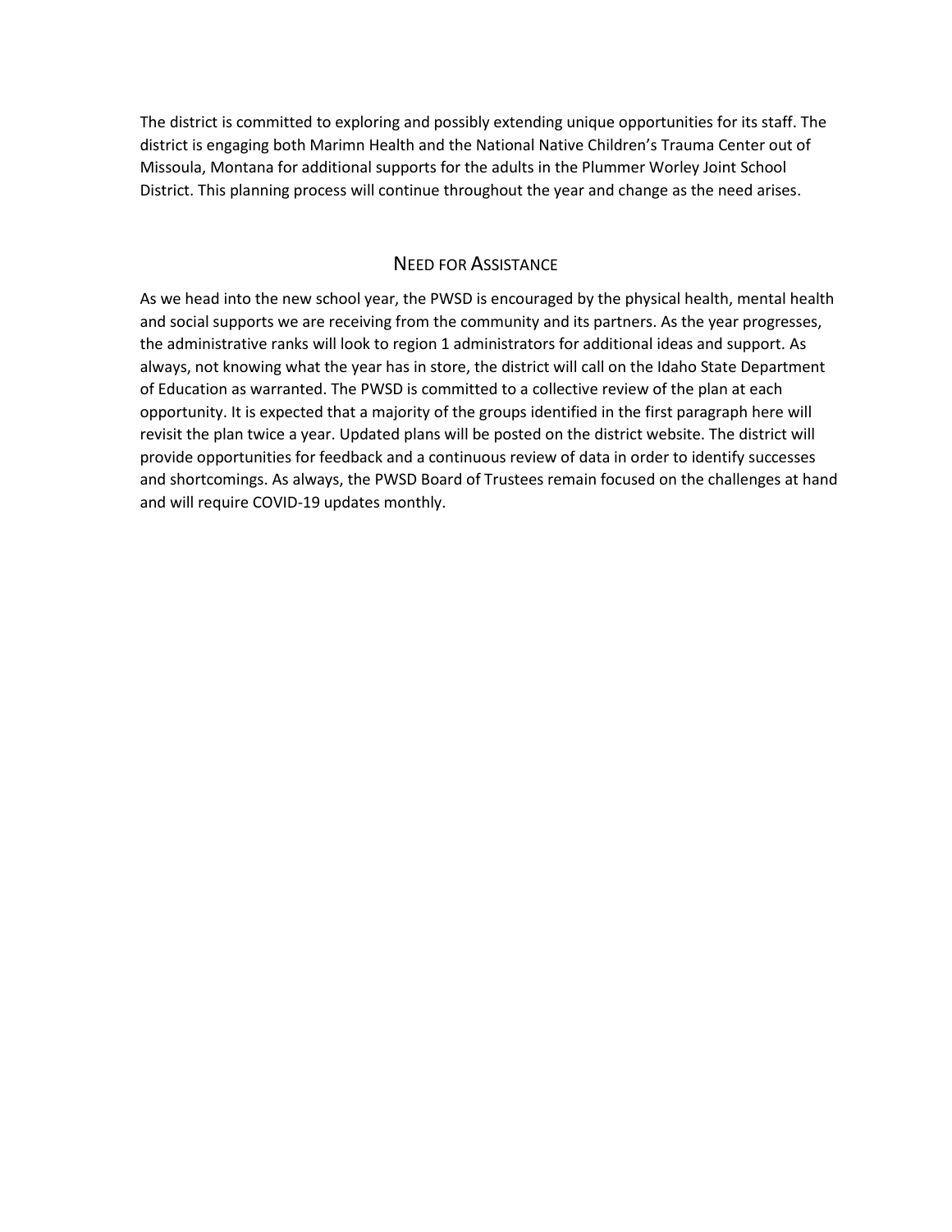The district is committed to exploring and possibly extending unique opportunities for its staff. The district is engaging both Marimn Health and the National Native Children's Trauma Center out of Missoula, Montana for additional supports for the adults in the Plummer Worley Joint School District. This planning process will continue throughout the year and change as the need arises.

## Need for Assistance

As we head into the new school year, the PWSD is encouraged by the physical health, mental health and social supports we are receiving from the community and its partners. As the year progresses, the administrative ranks will look to region 1 administrators for additional ideas and support. As always, not knowing what the year has in store, the district will call on the Idaho State Department of Education as warranted. The PWSD is committed to a collective review of the plan at each opportunity. It is expected that a majority of the groups identified in the first paragraph here will revisit the plan twice a year. Updated plans will be posted on the district website. The district will provide opportunities for feedback and a continuous review of data in order to identify successes and shortcomings. As always, the PWSD Board of Trustees remain focused on the challenges at hand and will require COVID-19 updates monthly.